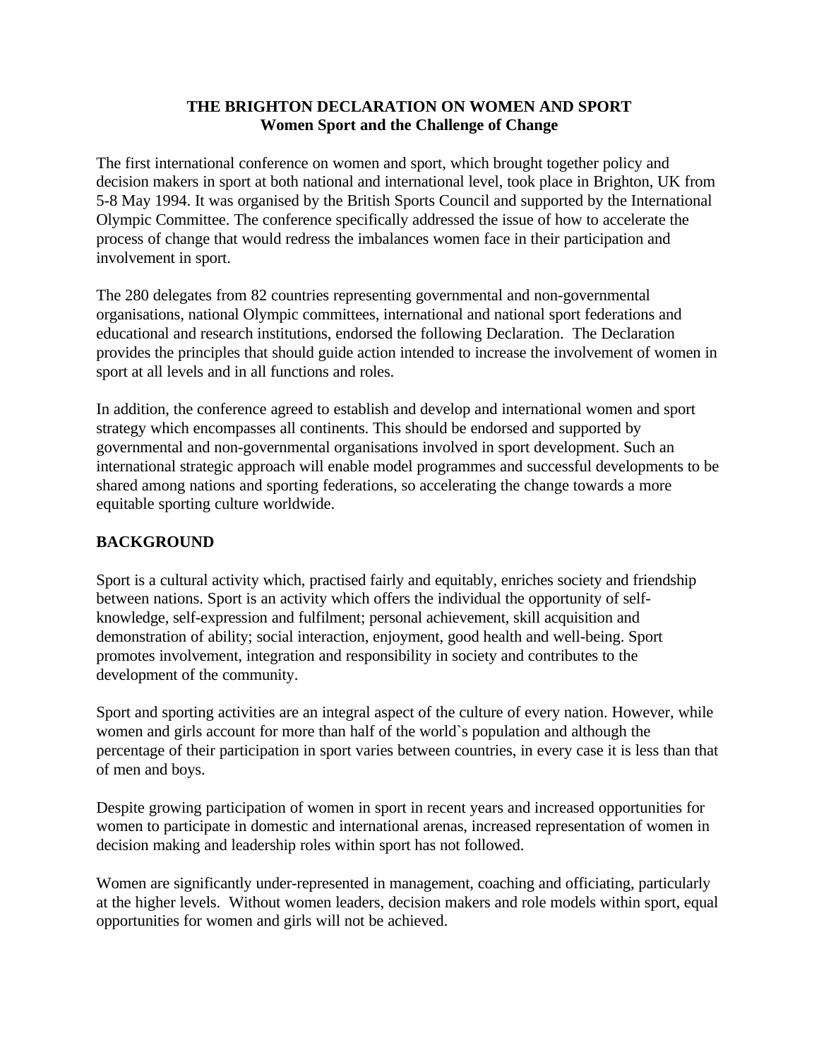# THE BRIGHTON DECLARATION ON WOMEN AND SPORT
## Women Sport and the Challenge of Change

The first international conference on women and sport, which brought together policy and decision makers in sport at both national and international level, took place in Brighton, UK from 5-8 May 1994. It was organised by the British Sports Council and supported by the International Olympic Committee. The conference specifically addressed the issue of how to accelerate the process of change that would redress the imbalances women face in their participation and involvement in sport.

The 280 delegates from 82 countries representing governmental and non-governmental organisations, national Olympic committees, international and national sport federations and educational and research institutions, endorsed the following Declaration. The Declaration provides the principles that should guide action intended to increase the involvement of women in sport at all levels and in all functions and roles.

In addition, the conference agreed to establish and develop and international women and sport strategy which encompasses all continents. This should be endorsed and supported by governmental and non-governmental organisations involved in sport development. Such an international strategic approach will enable model programmes and successful developments to be shared among nations and sporting federations, so accelerating the change towards a more equitable sporting culture worldwide.

## BACKGROUND

Sport is a cultural activity which, practised fairly and equitably, enriches society and friendship between nations. Sport is an activity which offers the individual the opportunity of self-knowledge, self-expression and fulfilment; personal achievement, skill acquisition and demonstration of ability; social interaction, enjoyment, good health and well-being. Sport promotes involvement, integration and responsibility in society and contributes to the development of the community.

Sport and sporting activities are an integral aspect of the culture of every nation. However, while women and girls account for more than half of the world`s population and although the percentage of their participation in sport varies between countries, in every case it is less than that of men and boys.

Despite growing participation of women in sport in recent years and increased opportunities for women to participate in domestic and international arenas, increased representation of women in decision making and leadership roles within sport has not followed.

Women are significantly under-represented in management, coaching and officiating, particularly at the higher levels. Without women leaders, decision makers and role models within sport, equal opportunities for women and girls will not be achieved.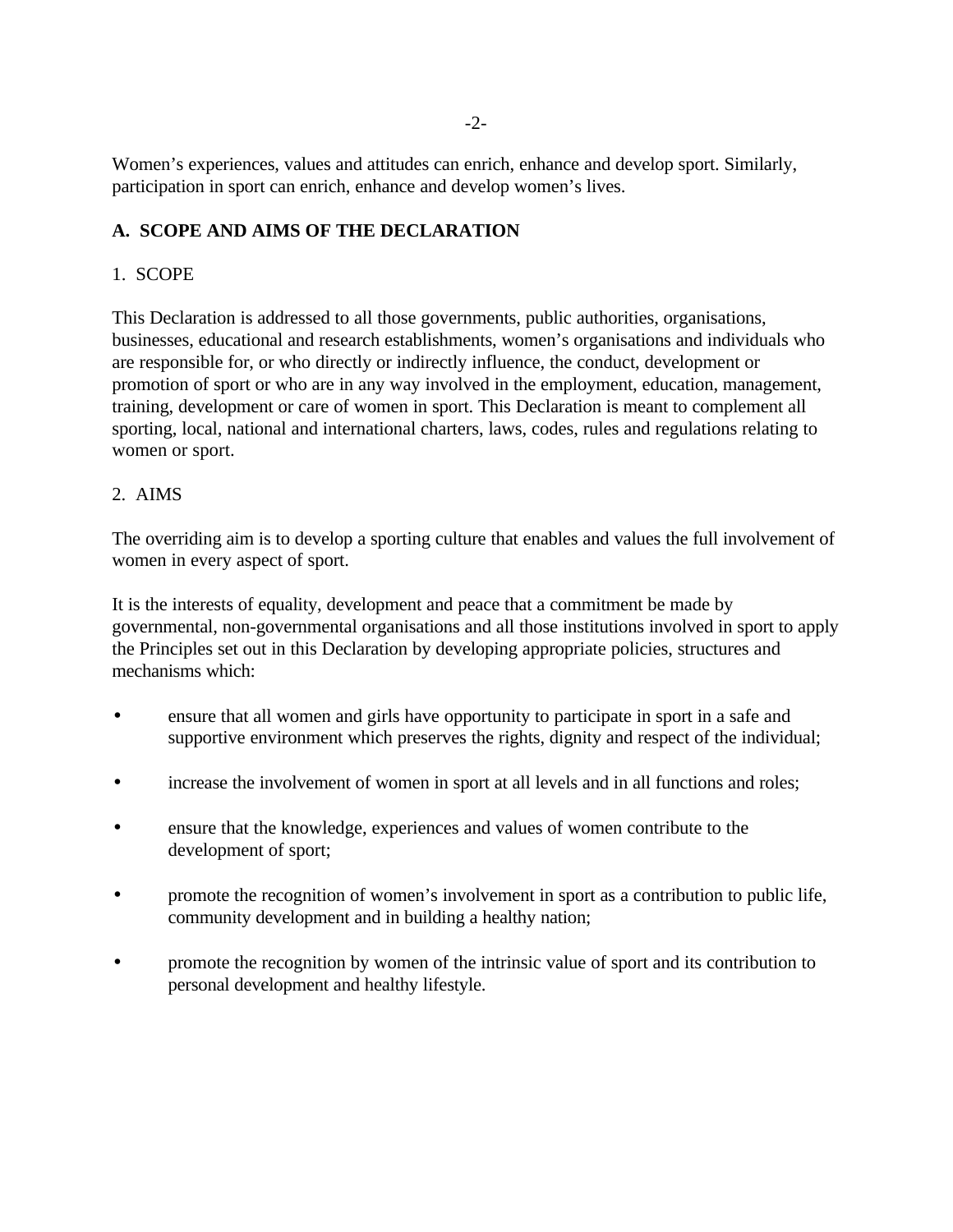Women's experiences, values and attitudes can enrich, enhance and develop sport. Similarly, participation in sport can enrich, enhance and develop women's lives.

## A. SCOPE AND AIMS OF THE DECLARATION

### 1. SCOPE

This Declaration is addressed to all those governments, public authorities, organisations, businesses, educational and research establishments, women's organisations and individuals who are responsible for, or who directly or indirectly influence, the conduct, development or promotion of sport or who are in any way involved in the employment, education, management, training, development or care of women in sport. This Declaration is meant to complement all sporting, local, national and international charters, laws, codes, rules and regulations relating to women or sport.

### 2. AIMS

The overriding aim is to develop a sporting culture that enables and values the full involvement of women in every aspect of sport.

It is the interests of equality, development and peace that a commitment be made by governmental, non-governmental organisations and all those institutions involved in sport to apply the Principles set out in this Declaration by developing appropriate policies, structures and mechanisms which:

- ensure that all women and girls have opportunity to participate in sport in a safe and supportive environment which preserves the rights, dignity and respect of the individual;
- increase the involvement of women in sport at all levels and in all functions and roles;
- ensure that the knowledge, experiences and values of women contribute to the development of sport;
- promote the recognition of women's involvement in sport as a contribution to public life, community development and in building a healthy nation;
- promote the recognition by women of the intrinsic value of sport and its contribution to personal development and healthy lifestyle.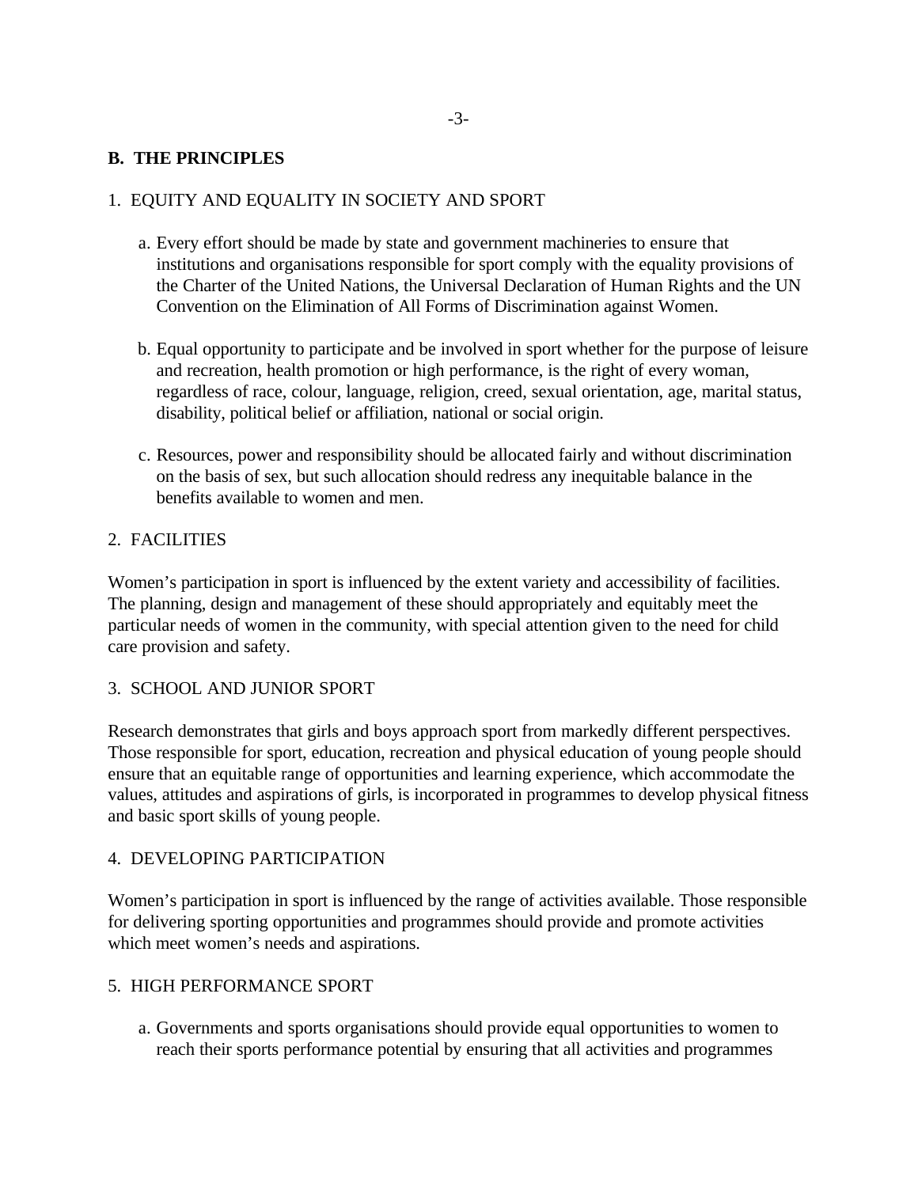## B. THE PRINCIPLES

### 1. EQUITY AND EQUALITY IN SOCIETY AND SPORT

a. Every effort should be made by state and government machineries to ensure that institutions and organisations responsible for sport comply with the equality provisions of the Charter of the United Nations, the Universal Declaration of Human Rights and the UN Convention on the Elimination of All Forms of Discrimination against Women.

b. Equal opportunity to participate and be involved in sport whether for the purpose of leisure and recreation, health promotion or high performance, is the right of every woman, regardless of race, colour, language, religion, creed, sexual orientation, age, marital status, disability, political belief or affiliation, national or social origin.

c. Resources, power and responsibility should be allocated fairly and without discrimination on the basis of sex, but such allocation should redress any inequitable balance in the benefits available to women and men.

### 2. FACILITIES

Women's participation in sport is influenced by the extent variety and accessibility of facilities. The planning, design and management of these should appropriately and equitably meet the particular needs of women in the community, with special attention given to the need for child care provision and safety.

### 3. SCHOOL AND JUNIOR SPORT

Research demonstrates that girls and boys approach sport from markedly different perspectives. Those responsible for sport, education, recreation and physical education of young people should ensure that an equitable range of opportunities and learning experience, which accommodate the values, attitudes and aspirations of girls, is incorporated in programmes to develop physical fitness and basic sport skills of young people.

### 4. DEVELOPING PARTICIPATION

Women's participation in sport is influenced by the range of activities available. Those responsible for delivering sporting opportunities and programmes should provide and promote activities which meet women's needs and aspirations.

### 5. HIGH PERFORMANCE SPORT

a. Governments and sports organisations should provide equal opportunities to women to reach their sports performance potential by ensuring that all activities and programmes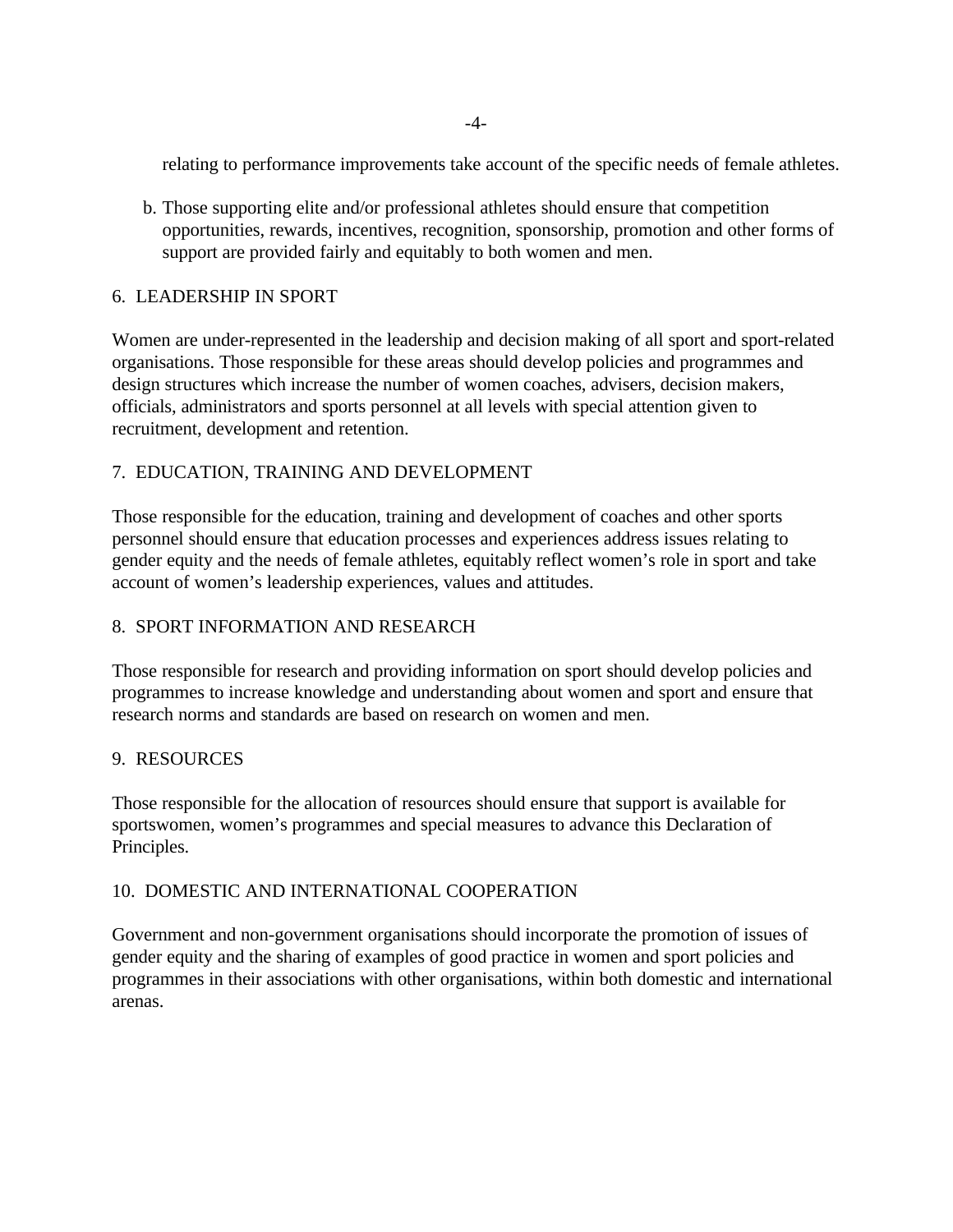relating to performance improvements take account of the specific needs of female athletes.

b. Those supporting elite and/or professional athletes should ensure that competition opportunities, rewards, incentives, recognition, sponsorship, promotion and other forms of support are provided fairly and equitably to both women and men.

## 6. LEADERSHIP IN SPORT

Women are under-represented in the leadership and decision making of all sport and sport-related organisations. Those responsible for these areas should develop policies and programmes and design structures which increase the number of women coaches, advisers, decision makers, officials, administrators and sports personnel at all levels with special attention given to recruitment, development and retention.

## 7. EDUCATION, TRAINING AND DEVELOPMENT

Those responsible for the education, training and development of coaches and other sports personnel should ensure that education processes and experiences address issues relating to gender equity and the needs of female athletes, equitably reflect women's role in sport and take account of women's leadership experiences, values and attitudes.

## 8. SPORT INFORMATION AND RESEARCH

Those responsible for research and providing information on sport should develop policies and programmes to increase knowledge and understanding about women and sport and ensure that research norms and standards are based on research on women and men.

## 9. RESOURCES

Those responsible for the allocation of resources should ensure that support is available for sportswomen, women's programmes and special measures to advance this Declaration of Principles.

## 10. DOMESTIC AND INTERNATIONAL COOPERATION

Government and non-government organisations should incorporate the promotion of issues of gender equity and the sharing of examples of good practice in women and sport policies and programmes in their associations with other organisations, within both domestic and international arenas.